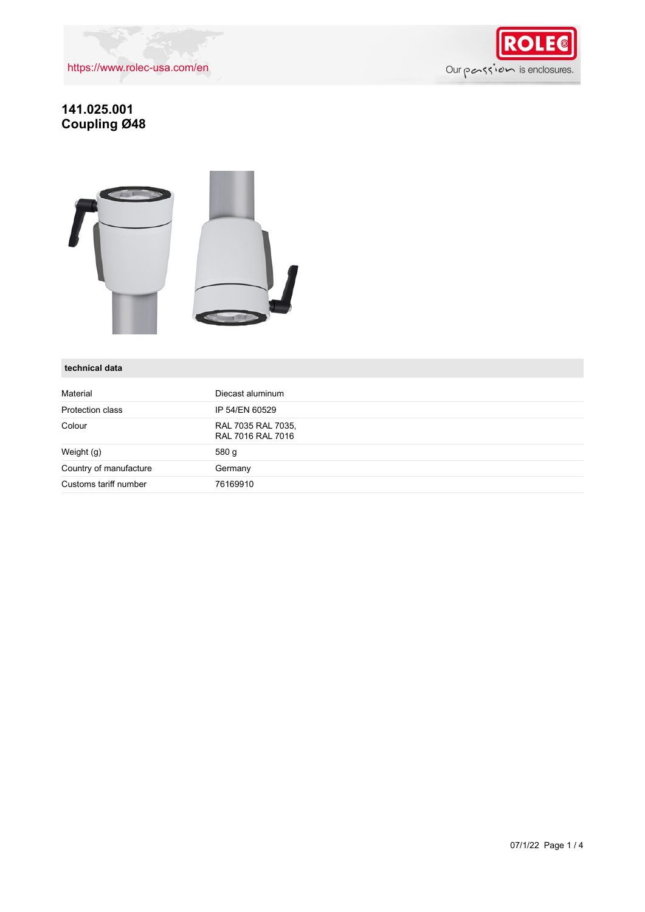https://www.rolec-usa.com/en

# 141.025.001
# Coupling Ø48

## technical data

| | |
|---|---|
| Material | Diecast aluminum |
| Protection class | IP 54/EN 60529 |
| Colour | RAL 7035 RAL 7035, RAL 7016 RAL 7016 |
| Weight (g) | 580 g |
| Country of manufacture | Germany |
| Customs tariff number | 76169910 |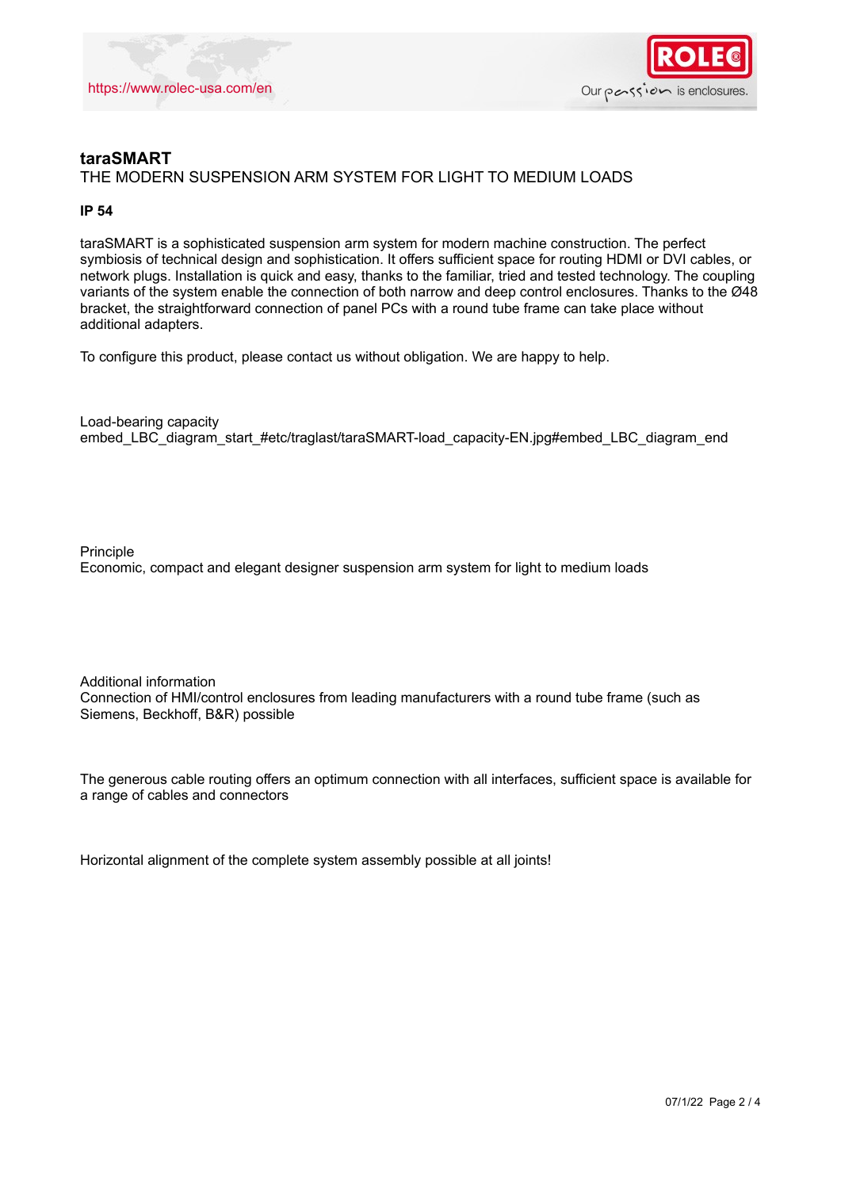## taraSMART

THE MODERN SUSPENSION ARM SYSTEM FOR LIGHT TO MEDIUM LOADS

**IP 54**

taraSMART is a sophisticated suspension arm system for modern machine construction. The perfect symbiosis of technical design and sophistication. It offers sufficient space for routing HDMI or DVI cables, or network plugs. Installation is quick and easy, thanks to the familiar, tried and tested technology. The coupling variants of the system enable the connection of both narrow and deep control enclosures. Thanks to the Ø48 bracket, the straightforward connection of panel PCs with a round tube frame can take place without additional adapters.

To configure this product, please contact us without obligation. We are happy to help.

Load-bearing capacity

embed_LBC_diagram_start_#etc/traglast/taraSMART-load_capacity-EN.jpg#embed_LBC_diagram_end

Principle

Economic, compact and elegant designer suspension arm system for light to medium loads

Additional information

Connection of HMI/control enclosures from leading manufacturers with a round tube frame (such as Siemens, Beckhoff, B&R) possible

The generous cable routing offers an optimum connection with all interfaces, sufficient space is available for a range of cables and connectors

Horizontal alignment of the complete system assembly possible at all joints!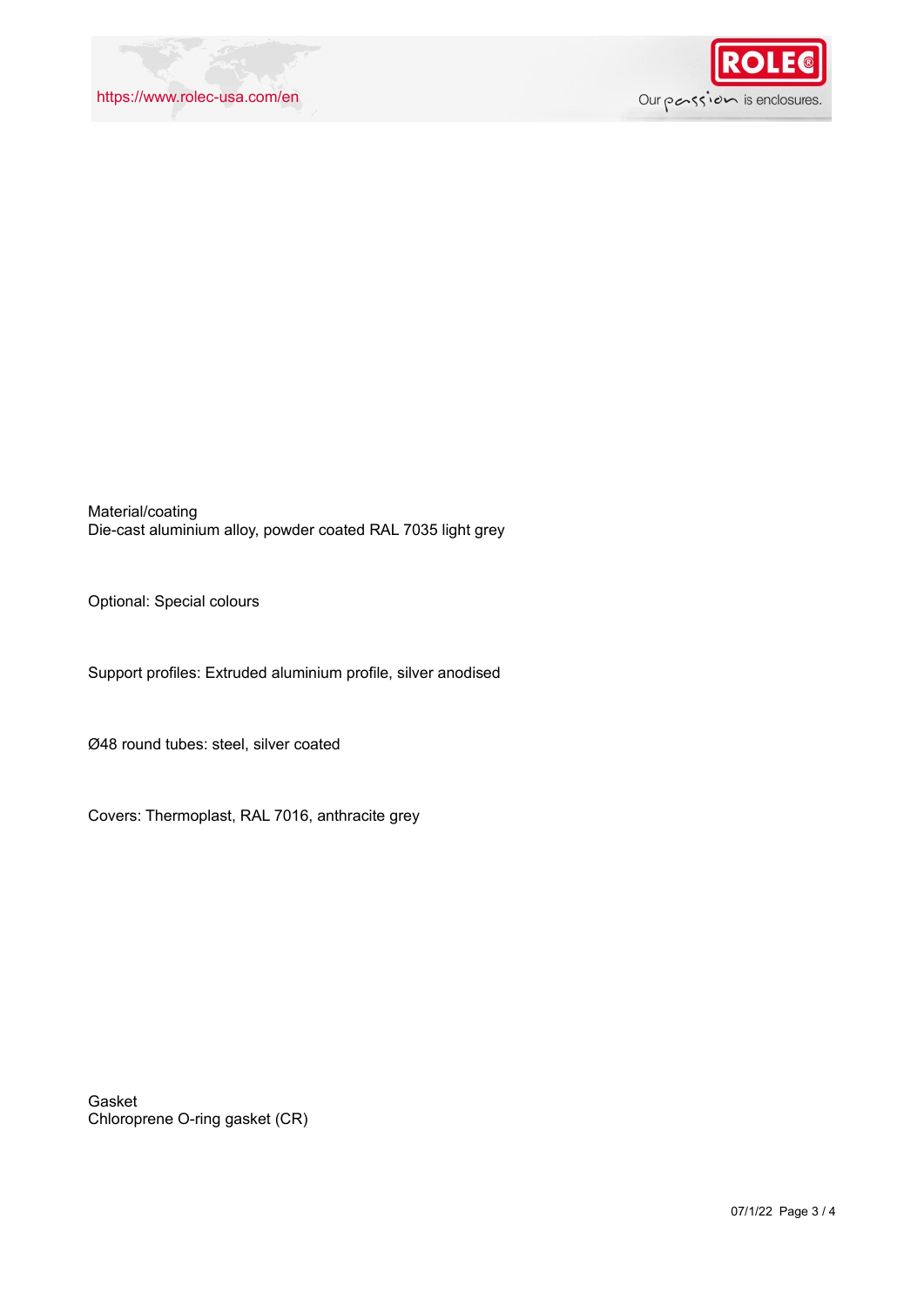Material/coating
Die-cast aluminium alloy, powder coated RAL 7035 light grey

Optional: Special colours

Support profiles: Extruded aluminium profile, silver anodised

Ø48 round tubes: steel, silver coated

Covers: Thermoplast, RAL 7016, anthracite grey

Gasket
Chloroprene O-ring gasket (CR)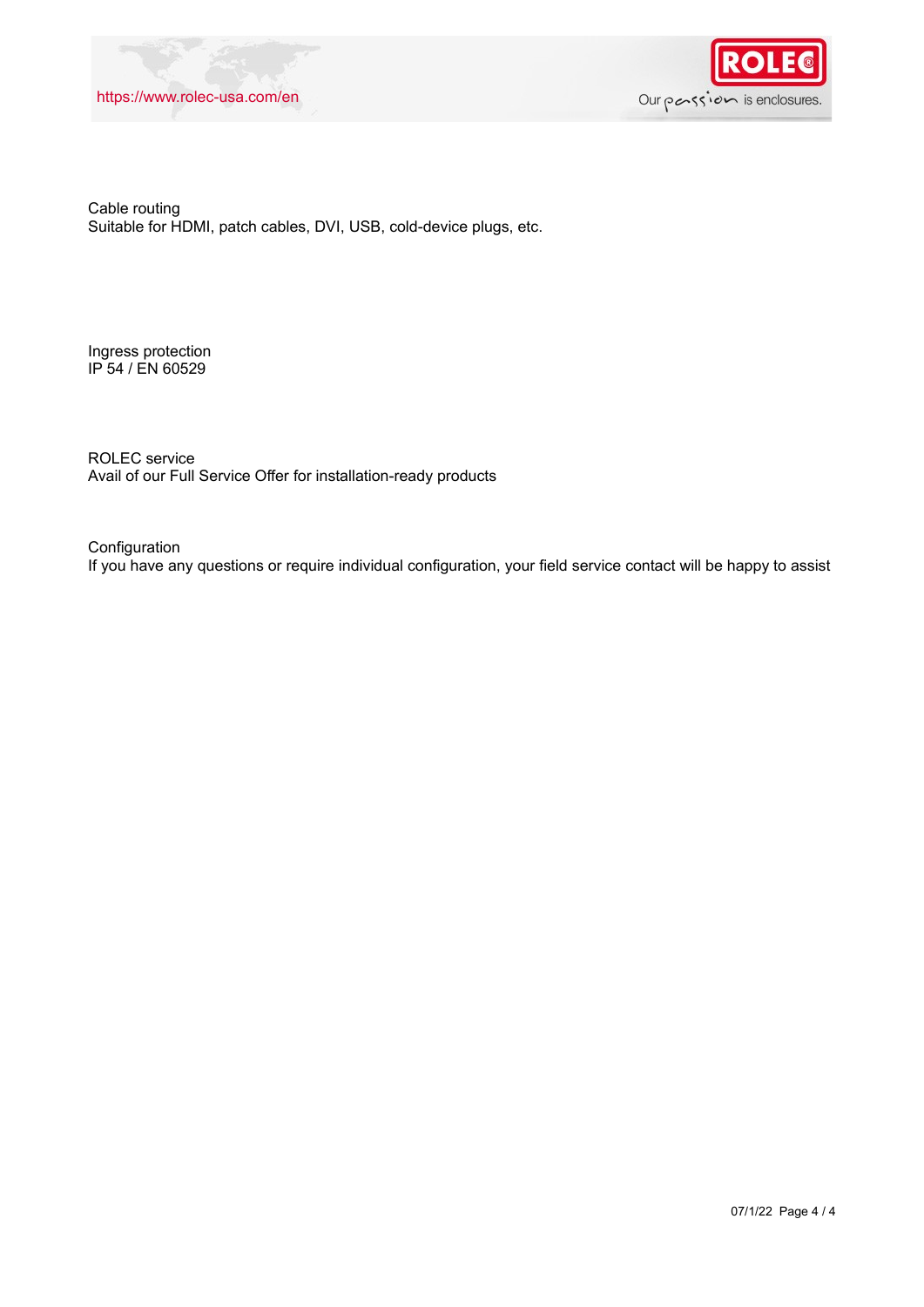Cable routing
Suitable for HDMI, patch cables, DVI, USB, cold-device plugs, etc.

Ingress protection
IP 54 / EN 60529

ROLEC service
Avail of our Full Service Offer for installation-ready products

Configuration
If you have any questions or require individual configuration, your field service contact will be happy to assist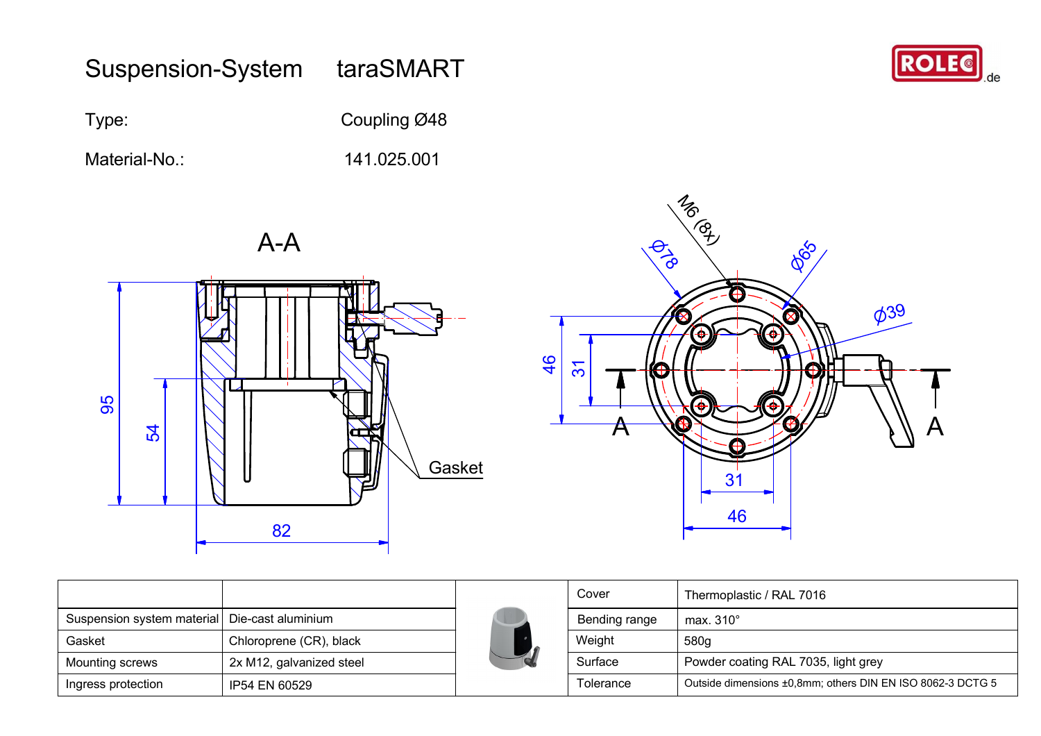# Suspension-System taraSMART

ROLEC .de

Type: Coupling Ø48

Material-No.: 141.025.001

A-A

95

54

82

Gasket

M6 (8x)

Ø78

Ø65

Ø39

46

31

A

A

31

46

| | | | |
|---|---|---|---|
| | | Cover | Thermoplastic / RAL 7016 |
| Suspension system material | Die-cast aluminium | Bending range | max. 310° |
| Gasket | Chloroprene (CR), black | Weight | 580g |
| Mounting screws | 2x M12, galvanized steel | Surface | Powder coating RAL 7035, light grey |
| Ingress protection | IP54 EN 60529 | Tolerance | Outside dimensions ±0,8mm; others DIN EN ISO 8062-3 DCTG 5 |